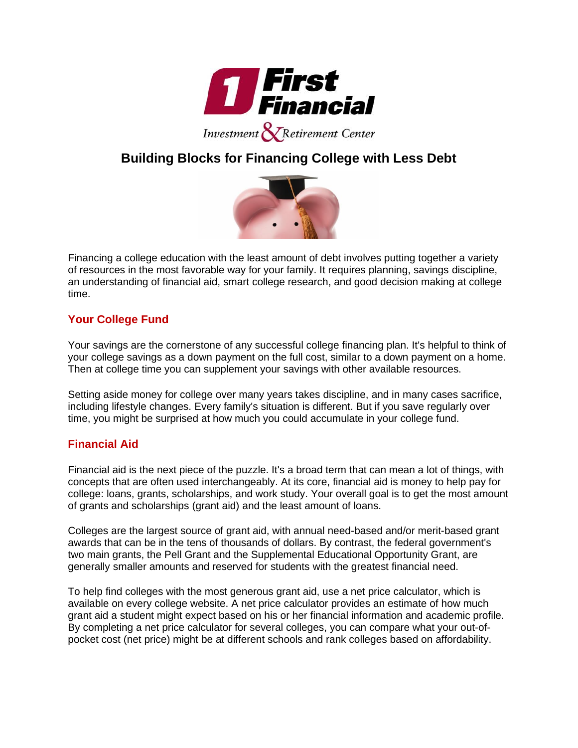# Building Blocks for Financing College with Less Debt

Financing a college education with the least amount of debt involves putting together a variety of resources in the most favorable way for your family. It requires planning, savings discipline, an understanding of financial aid, smart college research, and good decision making at college time.

## Your College Fund

Your savings are the cornerstone of any successful college financing plan. It's helpful to think of your college savings as a down payment on the full cost, similar to a down payment on a home. Then at college time you can supplement your savings with other available resources.

Setting aside money for college over many years takes discipline, and in many cases sacrifice, including lifestyle changes. Every family's situation is different. But if you save regularly over time, you might be surprised at how much you could accumulate in your college fund.

## Financial Aid

Financial aid is the next piece of the puzzle. It's a broad term that can mean a lot of things, with concepts that are often used interchangeably. At its core, financial aid is money to help pay for college: loans, grants, scholarships, and work study. Your overall goal is to get the most amount of grants and scholarships (grant aid) and the least amount of loans.

Colleges are the largest source of grant aid, with annual need-based and/or merit-based grant awards that can be in the tens of thousands of dollars. By contrast, the federal government's two main grants, the Pell Grant and the Supplemental Educational Opportunity Grant, are generally smaller amounts and reserved for students with the greatest financial need.

To help find colleges with the most generous grant aid, use a net price calculator, which is available on every college website. A net price calculator provides an estimate of how much grant aid a student might expect based on his or her financial information and academic profile. By completing a net price calculator for several colleges, you can compare what your out-of-pocket cost (net price) might be at different schools and rank colleges based on affordability.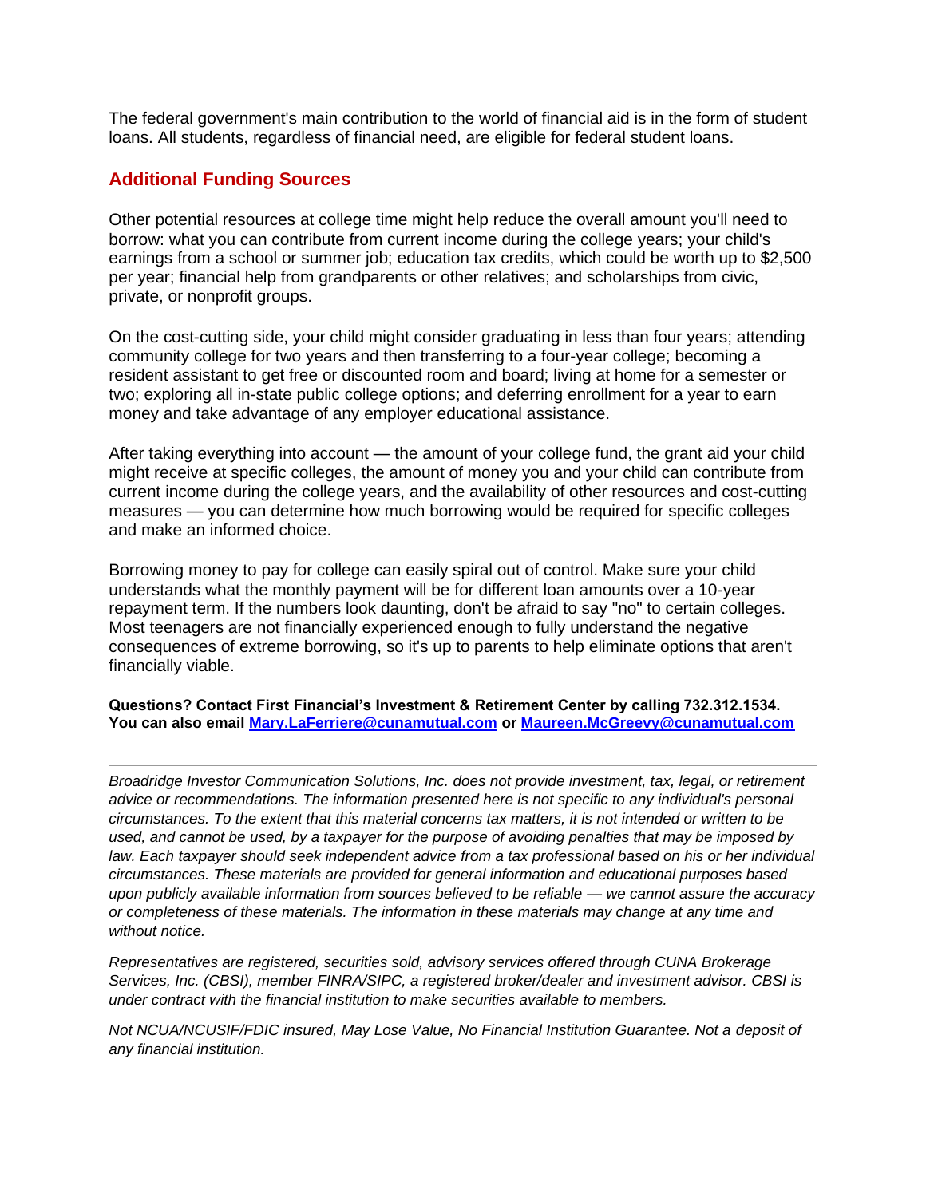The federal government's main contribution to the world of financial aid is in the form of student loans. All students, regardless of financial need, are eligible for federal student loans.

## Additional Funding Sources

Other potential resources at college time might help reduce the overall amount you'll need to borrow: what you can contribute from current income during the college years; your child's earnings from a school or summer job; education tax credits, which could be worth up to $2,500 per year; financial help from grandparents or other relatives; and scholarships from civic, private, or nonprofit groups.

On the cost-cutting side, your child might consider graduating in less than four years; attending community college for two years and then transferring to a four-year college; becoming a resident assistant to get free or discounted room and board; living at home for a semester or two; exploring all in-state public college options; and deferring enrollment for a year to earn money and take advantage of any employer educational assistance.

After taking everything into account — the amount of your college fund, the grant aid your child might receive at specific colleges, the amount of money you and your child can contribute from current income during the college years, and the availability of other resources and cost-cutting measures — you can determine how much borrowing would be required for specific colleges and make an informed choice.

Borrowing money to pay for college can easily spiral out of control. Make sure your child understands what the monthly payment will be for different loan amounts over a 10-year repayment term. If the numbers look daunting, don't be afraid to say "no" to certain colleges. Most teenagers are not financially experienced enough to fully understand the negative consequences of extreme borrowing, so it's up to parents to help eliminate options that aren't financially viable.

**Questions? Contact First Financial's Investment & Retirement Center by calling 732.312.1534. You can also email [Mary.LaFerriere@cunamutual.com](mailto:Mary.LaFerriere@cunamutual.com) or [Maureen.McGreevy@cunamutual.com](mailto:Maureen.McGreevy@cunamutual.com)**

---

*Broadridge Investor Communication Solutions, Inc. does not provide investment, tax, legal, or retirement advice or recommendations. The information presented here is not specific to any individual's personal circumstances. To the extent that this material concerns tax matters, it is not intended or written to be used, and cannot be used, by a taxpayer for the purpose of avoiding penalties that may be imposed by law. Each taxpayer should seek independent advice from a tax professional based on his or her individual circumstances. These materials are provided for general information and educational purposes based upon publicly available information from sources believed to be reliable — we cannot assure the accuracy or completeness of these materials. The information in these materials may change at any time and without notice.*

*Representatives are registered, securities sold, advisory services offered through CUNA Brokerage Services, Inc. (CBSI), member FINRA/SIPC, a registered broker/dealer and investment advisor. CBSI is under contract with the financial institution to make securities available to members.*

*Not NCUA/NCUSIF/FDIC insured, May Lose Value, No Financial Institution Guarantee. Not a deposit of any financial institution.*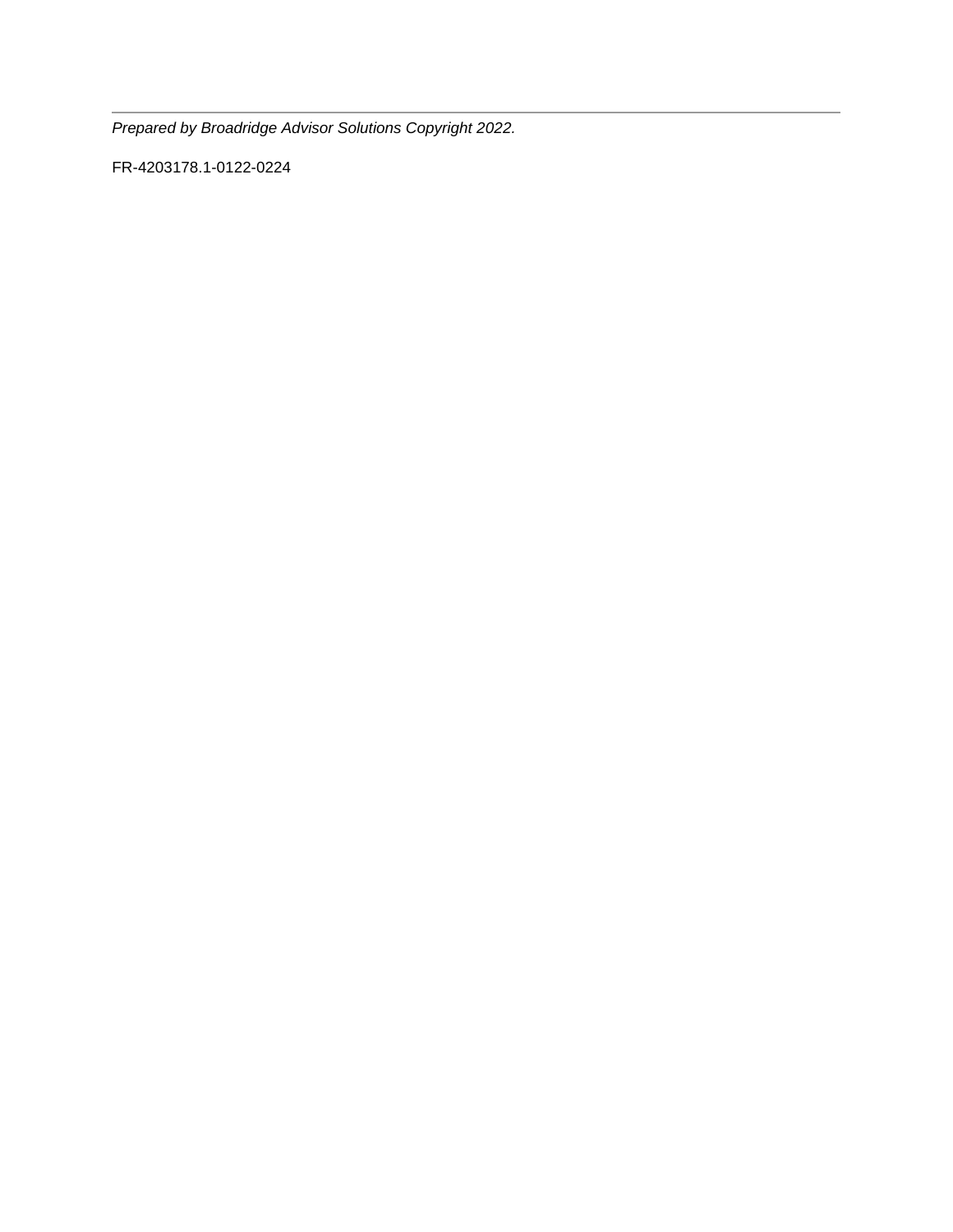---

*Prepared by Broadridge Advisor Solutions Copyright 2022.*

FR-4203178.1-0122-0224